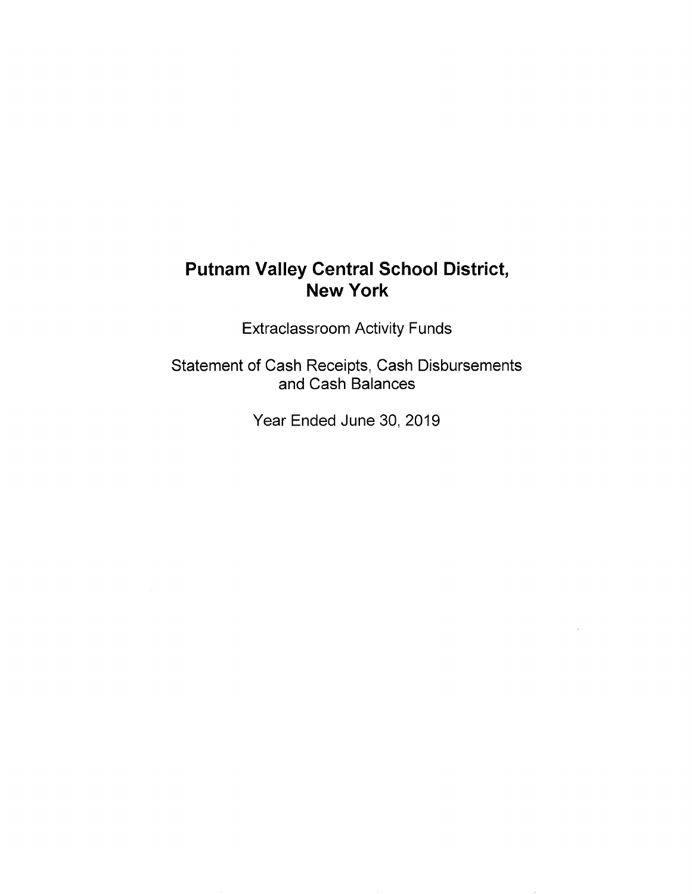# Putnam Valley Central School District, New York

Extraclassroom Activity Funds

Statement of Cash Receipts, Cash Disbursements and Cash Balances

Year Ended June 30, 2019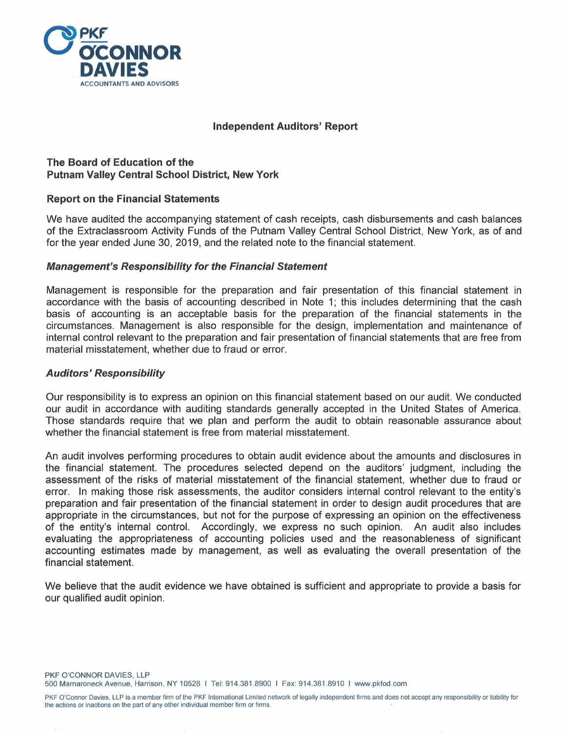# Independent Auditors' Report

**The Board of Education of the**
**Putnam Valley Central School District, New York**

## Report on the Financial Statements

We have audited the accompanying statement of cash receipts, cash disbursements and cash balances of the Extraclassroom Activity Funds of the Putnam Valley Central School District, New York, as of and for the year ended June 30, 2019, and the related note to the financial statement.

### *Management's Responsibility for the Financial Statement*

Management is responsible for the preparation and fair presentation of this financial statement in accordance with the basis of accounting described in Note 1; this includes determining that the cash basis of accounting is an acceptable basis for the preparation of the financial statements in the circumstances. Management is also responsible for the design, implementation and maintenance of internal control relevant to the preparation and fair presentation of financial statements that are free from material misstatement, whether due to fraud or error.

### *Auditors' Responsibility*

Our responsibility is to express an opinion on this financial statement based on our audit. We conducted our audit in accordance with auditing standards generally accepted in the United States of America. Those standards require that we plan and perform the audit to obtain reasonable assurance about whether the financial statement is free from material misstatement.

An audit involves performing procedures to obtain audit evidence about the amounts and disclosures in the financial statement. The procedures selected depend on the auditors' judgment, including the assessment of the risks of material misstatement of the financial statement, whether due to fraud or error. In making those risk assessments, the auditor considers internal control relevant to the entity's preparation and fair presentation of the financial statement in order to design audit procedures that are appropriate in the circumstances, but not for the purpose of expressing an opinion on the effectiveness of the entity's internal control. Accordingly, we express no such opinion. An audit also includes evaluating the appropriateness of accounting policies used and the reasonableness of significant accounting estimates made by management, as well as evaluating the overall presentation of the financial statement.

We believe that the audit evidence we have obtained is sufficient and appropriate to provide a basis for our qualified audit opinion.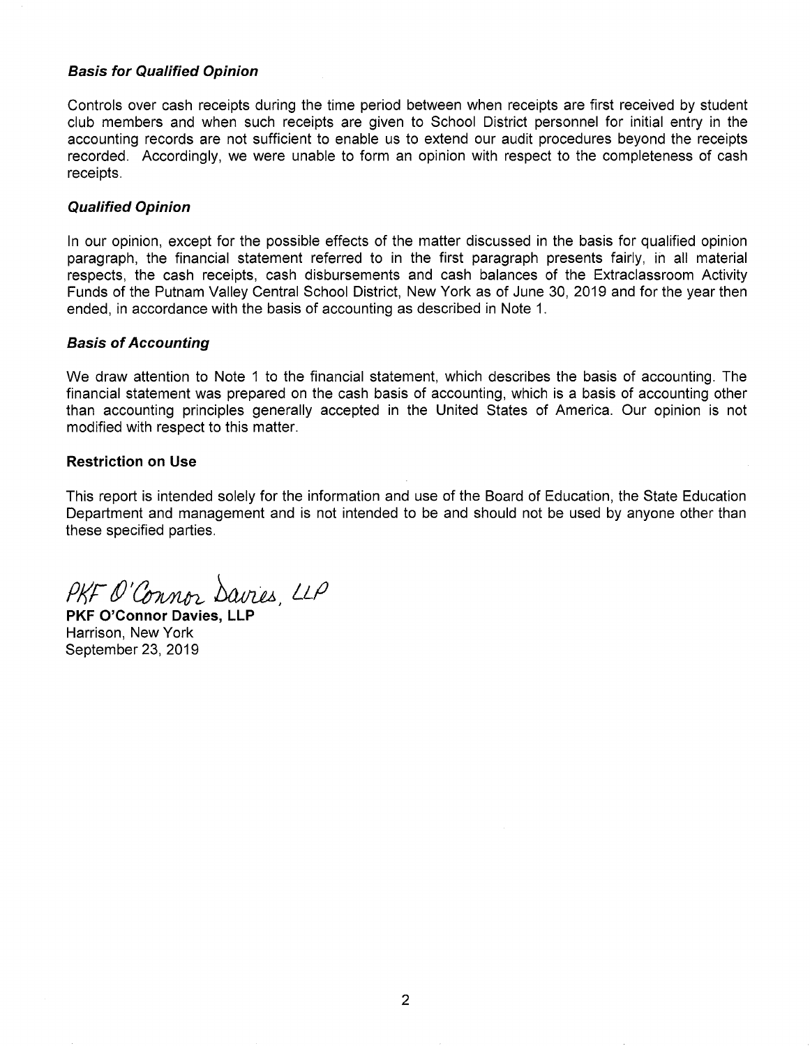### ***Basis for Qualified Opinion***

Controls over cash receipts during the time period between when receipts are first received by student club members and when such receipts are given to School District personnel for initial entry in the accounting records are not sufficient to enable us to extend our audit procedures beyond the receipts recorded. Accordingly, we were unable to form an opinion with respect to the completeness of cash receipts.

### ***Qualified Opinion***

In our opinion, except for the possible effects of the matter discussed in the basis for qualified opinion paragraph, the financial statement referred to in the first paragraph presents fairly, in all material respects, the cash receipts, cash disbursements and cash balances of the Extraclassroom Activity Funds of the Putnam Valley Central School District, New York as of June 30, 2019 and for the year then ended, in accordance with the basis of accounting as described in Note 1.

### ***Basis of Accounting***

We draw attention to Note 1 to the financial statement, which describes the basis of accounting. The financial statement was prepared on the cash basis of accounting, which is a basis of accounting other than accounting principles generally accepted in the United States of America. Our opinion is not modified with respect to this matter.

### **Restriction on Use**

This report is intended solely for the information and use of the Board of Education, the State Education Department and management and is not intended to be and should not be used by anyone other than these specified parties.

*PKF O'Connor Davies, LLP*

**PKF O'Connor Davies, LLP**
Harrison, New York
September 23, 2019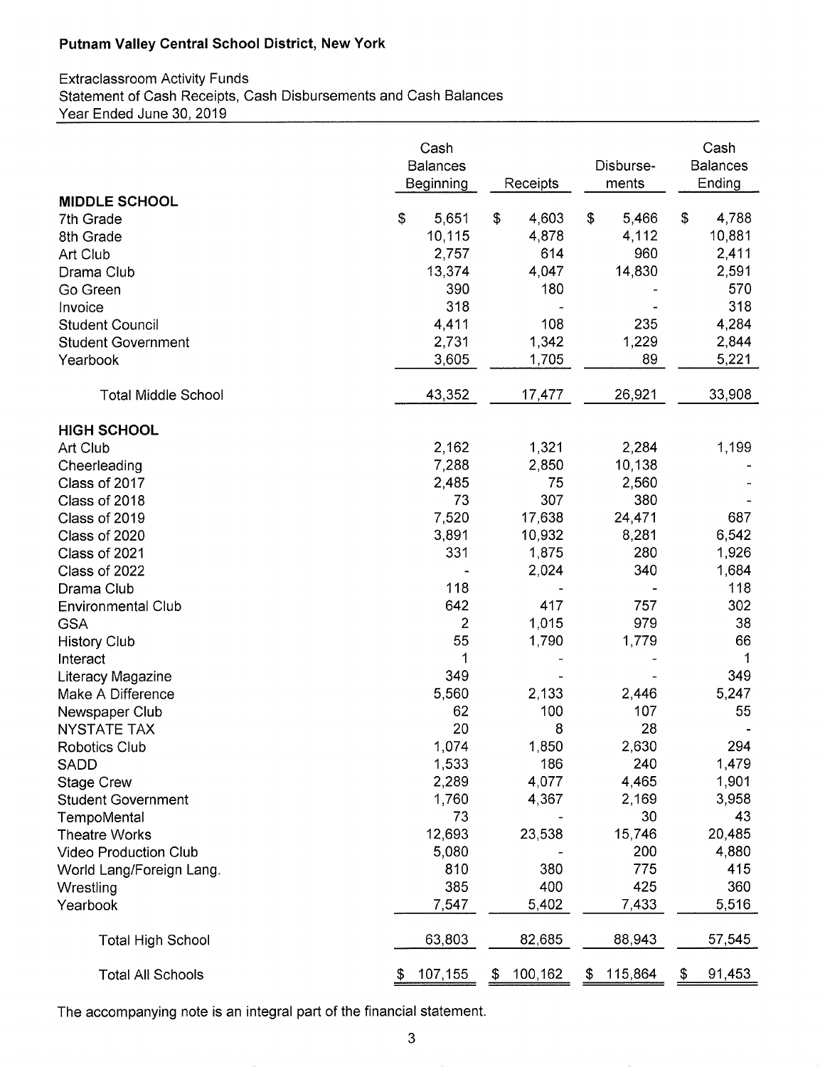**Putnam Valley Central School District, New York**

Extraclassroom Activity Funds
Statement of Cash Receipts, Cash Disbursements and Cash Balances
Year Ended June 30, 2019

| | Cash Balances Beginning | Receipts | Disburse-ments | Cash Balances Ending |
|---|---|---|---|---|
| **MIDDLE SCHOOL** | | | | |
| 7th Grade | $ 5,651 | $ 4,603 | $ 5,466 | $ 4,788 |
| 8th Grade | 10,115 | 4,878 | 4,112 | 10,881 |
| Art Club | 2,757 | 614 | 960 | 2,411 |
| Drama Club | 13,374 | 4,047 | 14,830 | 2,591 |
| Go Green | 390 | 180 | - | 570 |
| Invoice | 318 | - | - | 318 |
| Student Council | 4,411 | 108 | 235 | 4,284 |
| Student Government | 2,731 | 1,342 | 1,229 | 2,844 |
| Yearbook | 3,605 | 1,705 | 89 | 5,221 |
| Total Middle School | 43,352 | 17,477 | 26,921 | 33,908 |
| **HIGH SCHOOL** | | | | |
| Art Club | 2,162 | 1,321 | 2,284 | 1,199 |
| Cheerleading | 7,288 | 2,850 | 10,138 | - |
| Class of 2017 | 2,485 | 75 | 2,560 | - |
| Class of 2018 | 73 | 307 | 380 | - |
| Class of 2019 | 7,520 | 17,638 | 24,471 | 687 |
| Class of 2020 | 3,891 | 10,932 | 8,281 | 6,542 |
| Class of 2021 | 331 | 1,875 | 280 | 1,926 |
| Class of 2022 | - | 2,024 | 340 | 1,684 |
| Drama Club | 118 | - | - | 118 |
| Environmental Club | 642 | 417 | 757 | 302 |
| GSA | 2 | 1,015 | 979 | 38 |
| History Club | 55 | 1,790 | 1,779 | 66 |
| Interact | 1 | - | - | 1 |
| Literacy Magazine | 349 | - | - | 349 |
| Make A Difference | 5,560 | 2,133 | 2,446 | 5,247 |
| Newspaper Club | 62 | 100 | 107 | 55 |
| NYSTATE TAX | 20 | 8 | 28 | - |
| Robotics Club | 1,074 | 1,850 | 2,630 | 294 |
| SADD | 1,533 | 186 | 240 | 1,479 |
| Stage Crew | 2,289 | 4,077 | 4,465 | 1,901 |
| Student Government | 1,760 | 4,367 | 2,169 | 3,958 |
| TempoMental | 73 | - | 30 | 43 |
| Theatre Works | 12,693 | 23,538 | 15,746 | 20,485 |
| Video Production Club | 5,080 | - | 200 | 4,880 |
| World Lang/Foreign Lang. | 810 | 380 | 775 | 415 |
| Wrestling | 385 | 400 | 425 | 360 |
| Yearbook | 7,547 | 5,402 | 7,433 | 5,516 |
| Total High School | 63,803 | 82,685 | 88,943 | 57,545 |
| Total All Schools | $ 107,155 | $ 100,162 | $ 115,864 | $ 91,453 |

The accompanying note is an integral part of the financial statement.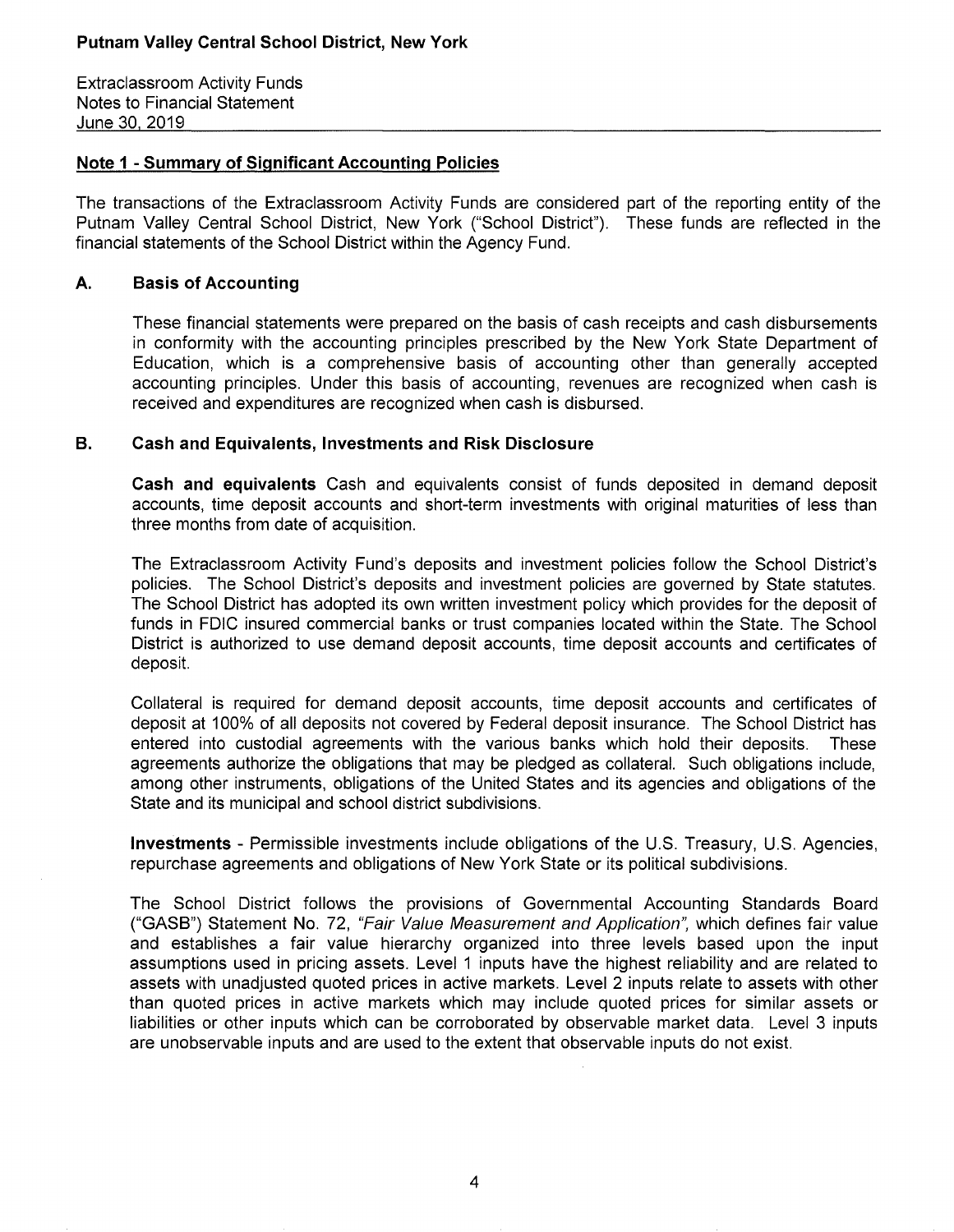**Putnam Valley Central School District, New York**

Extraclassroom Activity Funds
Notes to Financial Statement
June 30, 2019

## Note 1 - Summary of Significant Accounting Policies

The transactions of the Extraclassroom Activity Funds are considered part of the reporting entity of the Putnam Valley Central School District, New York ("School District"). These funds are reflected in the financial statements of the School District within the Agency Fund.

### A. Basis of Accounting

These financial statements were prepared on the basis of cash receipts and cash disbursements in conformity with the accounting principles prescribed by the New York State Department of Education, which is a comprehensive basis of accounting other than generally accepted accounting principles. Under this basis of accounting, revenues are recognized when cash is received and expenditures are recognized when cash is disbursed.

### B. Cash and Equivalents, Investments and Risk Disclosure

**Cash and equivalents** Cash and equivalents consist of funds deposited in demand deposit accounts, time deposit accounts and short-term investments with original maturities of less than three months from date of acquisition.

The Extraclassroom Activity Fund's deposits and investment policies follow the School District's policies. The School District's deposits and investment policies are governed by State statutes. The School District has adopted its own written investment policy which provides for the deposit of funds in FDIC insured commercial banks or trust companies located within the State. The School District is authorized to use demand deposit accounts, time deposit accounts and certificates of deposit.

Collateral is required for demand deposit accounts, time deposit accounts and certificates of deposit at 100% of all deposits not covered by Federal deposit insurance. The School District has entered into custodial agreements with the various banks which hold their deposits. These agreements authorize the obligations that may be pledged as collateral. Such obligations include, among other instruments, obligations of the United States and its agencies and obligations of the State and its municipal and school district subdivisions.

**Investments** - Permissible investments include obligations of the U.S. Treasury, U.S. Agencies, repurchase agreements and obligations of New York State or its political subdivisions.

The School District follows the provisions of Governmental Accounting Standards Board ("GASB") Statement No. 72, *"Fair Value Measurement and Application"*, which defines fair value and establishes a fair value hierarchy organized into three levels based upon the input assumptions used in pricing assets. Level 1 inputs have the highest reliability and are related to assets with unadjusted quoted prices in active markets. Level 2 inputs relate to assets with other than quoted prices in active markets which may include quoted prices for similar assets or liabilities or other inputs which can be corroborated by observable market data. Level 3 inputs are unobservable inputs and are used to the extent that observable inputs do not exist.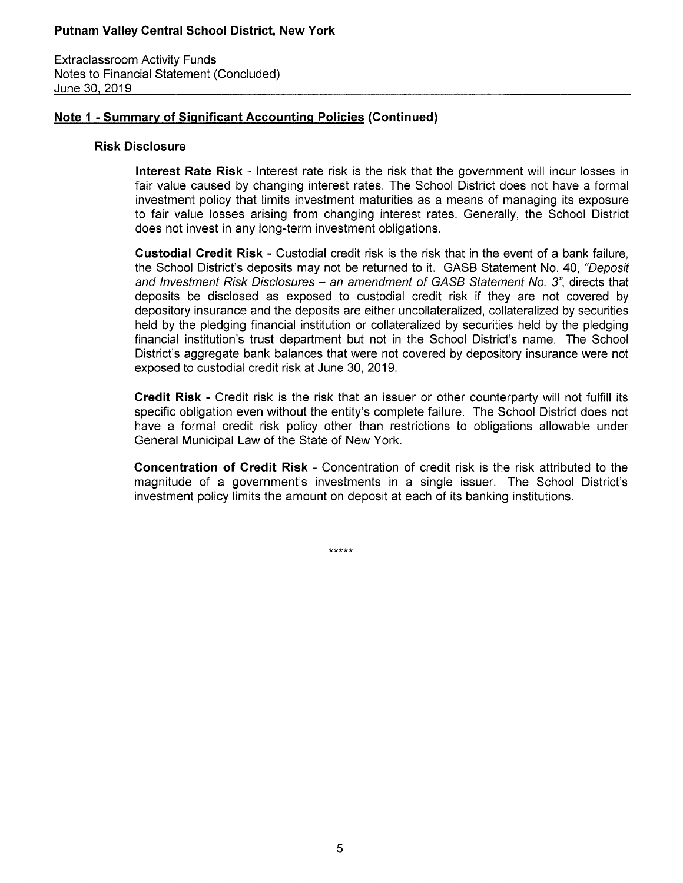**Putnam Valley Central School District, New York**

Extraclassroom Activity Funds
Notes to Financial Statement (Concluded)
June 30, 2019

## Note 1 - Summary of Significant Accounting Policies (Continued)

### Risk Disclosure

**Interest Rate Risk** - Interest rate risk is the risk that the government will incur losses in fair value caused by changing interest rates. The School District does not have a formal investment policy that limits investment maturities as a means of managing its exposure to fair value losses arising from changing interest rates. Generally, the School District does not invest in any long-term investment obligations.

**Custodial Credit Risk** - Custodial credit risk is the risk that in the event of a bank failure, the School District's deposits may not be returned to it. GASB Statement No. 40, *"Deposit and Investment Risk Disclosures – an amendment of GASB Statement No. 3"*, directs that deposits be disclosed as exposed to custodial credit risk if they are not covered by depository insurance and the deposits are either uncollateralized, collateralized by securities held by the pledging financial institution or collateralized by securities held by the pledging financial institution's trust department but not in the School District's name. The School District's aggregate bank balances that were not covered by depository insurance were not exposed to custodial credit risk at June 30, 2019.

**Credit Risk** - Credit risk is the risk that an issuer or other counterparty will not fulfill its specific obligation even without the entity's complete failure. The School District does not have a formal credit risk policy other than restrictions to obligations allowable under General Municipal Law of the State of New York.

**Concentration of Credit Risk** - Concentration of credit risk is the risk attributed to the magnitude of a government's investments in a single issuer. The School District's investment policy limits the amount on deposit at each of its banking institutions.

*****